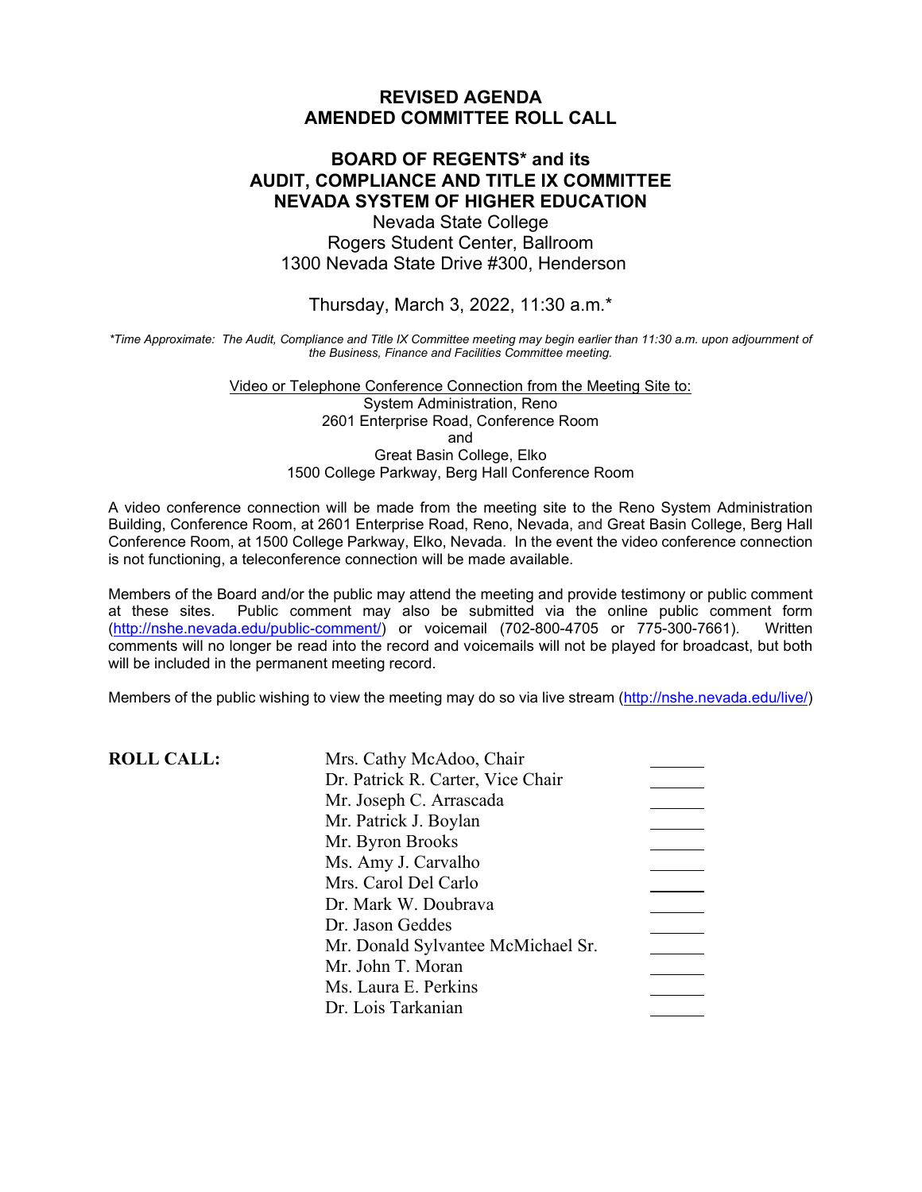**REVISED AGENDA**
**AMENDED COMMITTEE ROLL CALL**

# BOARD OF REGENTS* and its AUDIT, COMPLIANCE AND TITLE IX COMMITTEE NEVADA SYSTEM OF HIGHER EDUCATION

Nevada State College
Rogers Student Center, Ballroom
1300 Nevada State Drive #300, Henderson

Thursday, March 3, 2022, 11:30 a.m.*

*\*Time Approximate: The Audit, Compliance and Title IX Committee meeting may begin earlier than 11:30 a.m. upon adjournment of the Business, Finance and Facilities Committee meeting.*

Video or Telephone Conference Connection from the Meeting Site to:
System Administration, Reno
2601 Enterprise Road, Conference Room
and
Great Basin College, Elko
1500 College Parkway, Berg Hall Conference Room

A video conference connection will be made from the meeting site to the Reno System Administration Building, Conference Room, at 2601 Enterprise Road, Reno, Nevada, and Great Basin College, Berg Hall Conference Room, at 1500 College Parkway, Elko, Nevada. In the event the video conference connection is not functioning, a teleconference connection will be made available.

Members of the Board and/or the public may attend the meeting and provide testimony or public comment at these sites. Public comment may also be submitted via the online public comment form (http://nshe.nevada.edu/public-comment/) or voicemail (702-800-4705 or 775-300-7661). Written comments will no longer be read into the record and voicemails will not be played for broadcast, but both will be included in the permanent meeting record.

Members of the public wishing to view the meeting may do so via live stream (http://nshe.nevada.edu/live/)

**ROLL CALL:**

| | |
|---|---|
| Mrs. Cathy McAdoo, Chair | ______ |
| Dr. Patrick R. Carter, Vice Chair | ______ |
| Mr. Joseph C. Arrascada | ______ |
| Mr. Patrick J. Boylan | ______ |
| Mr. Byron Brooks | ______ |
| Ms. Amy J. Carvalho | ______ |
| Mrs. Carol Del Carlo | ______ |
| Dr. Mark W. Doubrava | ______ |
| Dr. Jason Geddes | ______ |
| Mr. Donald Sylvantee McMichael Sr. | ______ |
| Mr. John T. Moran | ______ |
| Ms. Laura E. Perkins | ______ |
| Dr. Lois Tarkanian | ______ |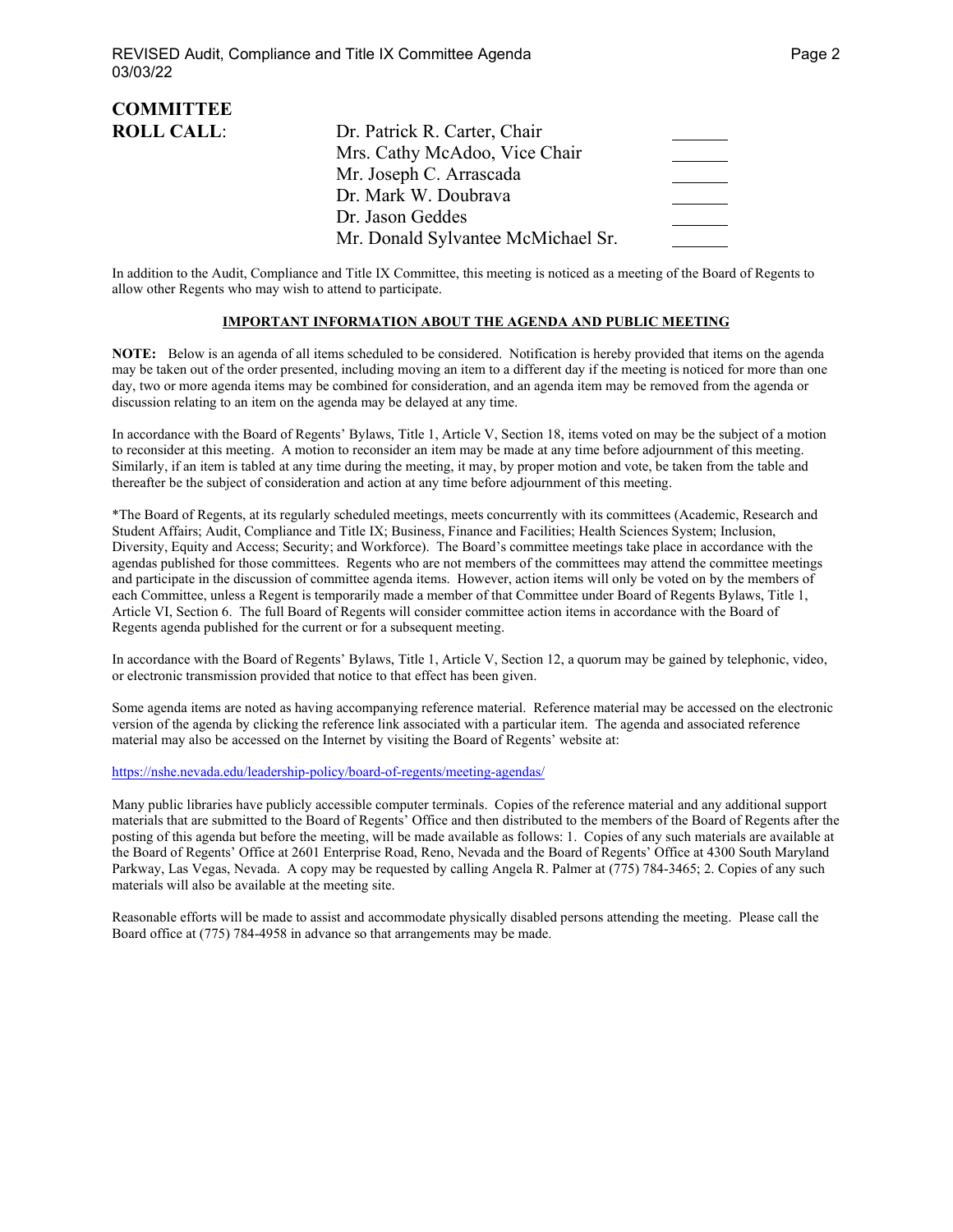**COMMITTEE ROLL CALL**:

| | |
|---|---|
| Dr. Patrick R. Carter, Chair | _______ |
| Mrs. Cathy McAdoo, Vice Chair | _______ |
| Mr. Joseph C. Arrascada | _______ |
| Dr. Mark W. Doubrava | _______ |
| Dr. Jason Geddes | _______ |
| Mr. Donald Sylvantee McMichael Sr. | _______ |

In addition to the Audit, Compliance and Title IX Committee, this meeting is noticed as a meeting of the Board of Regents to allow other Regents who may wish to attend to participate.

**IMPORTANT INFORMATION ABOUT THE AGENDA AND PUBLIC MEETING**

**NOTE:** Below is an agenda of all items scheduled to be considered. Notification is hereby provided that items on the agenda may be taken out of the order presented, including moving an item to a different day if the meeting is noticed for more than one day, two or more agenda items may be combined for consideration, and an agenda item may be removed from the agenda or discussion relating to an item on the agenda may be delayed at any time.

In accordance with the Board of Regents' Bylaws, Title 1, Article V, Section 18, items voted on may be the subject of a motion to reconsider at this meeting. A motion to reconsider an item may be made at any time before adjournment of this meeting. Similarly, if an item is tabled at any time during the meeting, it may, by proper motion and vote, be taken from the table and thereafter be the subject of consideration and action at any time before adjournment of this meeting.

*The Board of Regents, at its regularly scheduled meetings, meets concurrently with its committees (Academic, Research and Student Affairs; Audit, Compliance and Title IX; Business, Finance and Facilities; Health Sciences System; Inclusion, Diversity, Equity and Access; Security; and Workforce). The Board's committee meetings take place in accordance with the agendas published for those committees. Regents who are not members of the committees may attend the committee meetings and participate in the discussion of committee agenda items. However, action items will only be voted on by the members of each Committee, unless a Regent is temporarily made a member of that Committee under Board of Regents Bylaws, Title 1, Article VI, Section 6. The full Board of Regents will consider committee action items in accordance with the Board of Regents agenda published for the current or for a subsequent meeting.

In accordance with the Board of Regents' Bylaws, Title 1, Article V, Section 12, a quorum may be gained by telephonic, video, or electronic transmission provided that notice to that effect has been given.

Some agenda items are noted as having accompanying reference material. Reference material may be accessed on the electronic version of the agenda by clicking the reference link associated with a particular item. The agenda and associated reference material may also be accessed on the Internet by visiting the Board of Regents' website at:

https://nshe.nevada.edu/leadership-policy/board-of-regents/meeting-agendas/

Many public libraries have publicly accessible computer terminals. Copies of the reference material and any additional support materials that are submitted to the Board of Regents' Office and then distributed to the members of the Board of Regents after the posting of this agenda but before the meeting, will be made available as follows: 1. Copies of any such materials are available at the Board of Regents' Office at 2601 Enterprise Road, Reno, Nevada and the Board of Regents' Office at 4300 South Maryland Parkway, Las Vegas, Nevada. A copy may be requested by calling Angela R. Palmer at (775) 784-3465; 2. Copies of any such materials will also be available at the meeting site.

Reasonable efforts will be made to assist and accommodate physically disabled persons attending the meeting. Please call the Board office at (775) 784-4958 in advance so that arrangements may be made.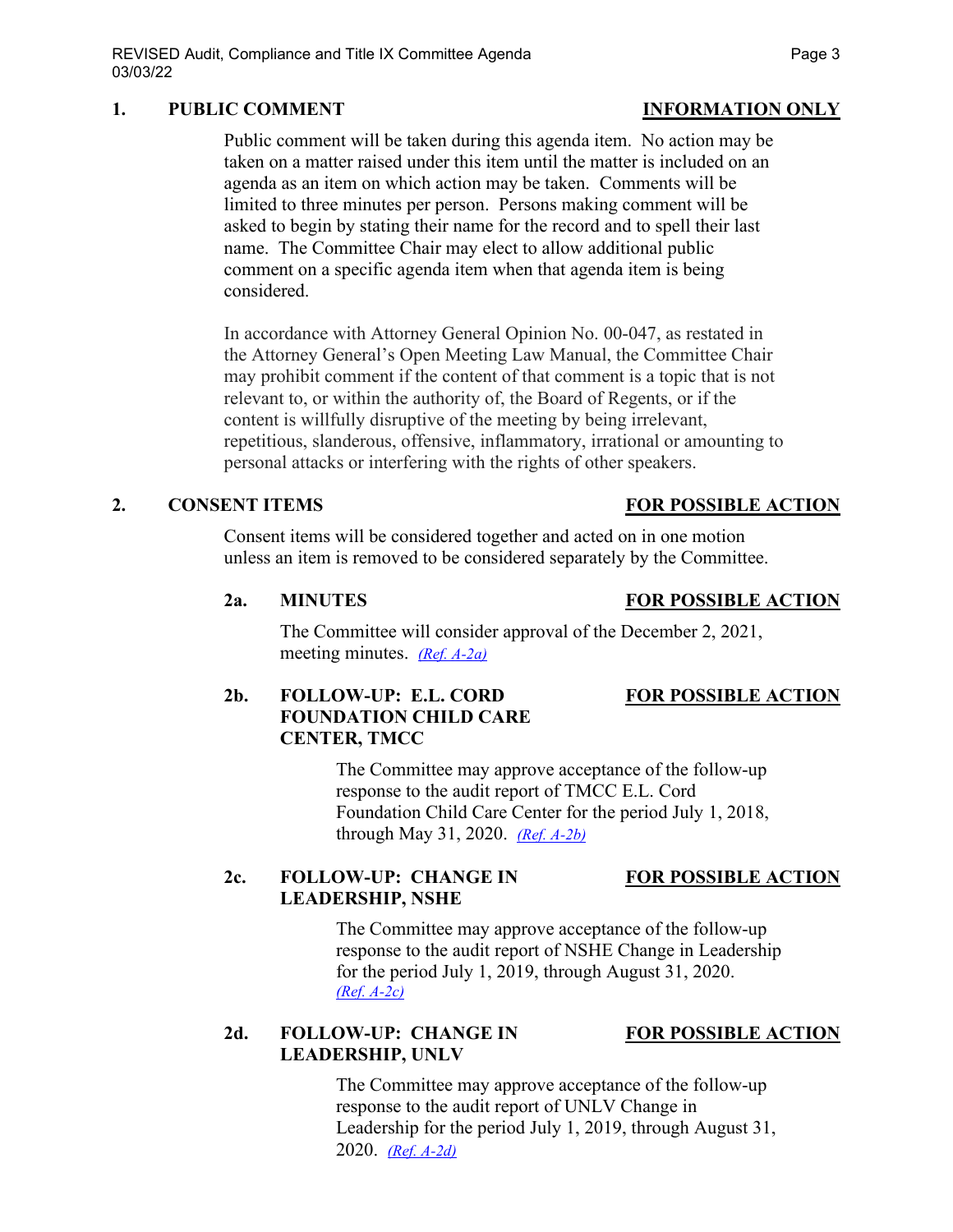## 1. PUBLIC COMMENT — <u>INFORMATION ONLY</u>

Public comment will be taken during this agenda item. No action may be taken on a matter raised under this item until the matter is included on an agenda as an item on which action may be taken. Comments will be limited to three minutes per person. Persons making comment will be asked to begin by stating their name for the record and to spell their last name. The Committee Chair may elect to allow additional public comment on a specific agenda item when that agenda item is being considered.

In accordance with Attorney General Opinion No. 00-047, as restated in the Attorney General's Open Meeting Law Manual, the Committee Chair may prohibit comment if the content of that comment is a topic that is not relevant to, or within the authority of, the Board of Regents, or if the content is willfully disruptive of the meeting by being irrelevant, repetitious, slanderous, offensive, inflammatory, irrational or amounting to personal attacks or interfering with the rights of other speakers.

## 2. CONSENT ITEMS — <u>FOR POSSIBLE ACTION</u>

Consent items will be considered together and acted on in one motion unless an item is removed to be considered separately by the Committee.

### 2a. MINUTES — <u>FOR POSSIBLE ACTION</u>

The Committee will consider approval of the December 2, 2021, meeting minutes. *(Ref. A-2a)*

### 2b. FOLLOW-UP: E.L. CORD FOUNDATION CHILD CARE CENTER, TMCC — <u>FOR POSSIBLE ACTION</u>

The Committee may approve acceptance of the follow-up response to the audit report of TMCC E.L. Cord Foundation Child Care Center for the period July 1, 2018, through May 31, 2020. *(Ref. A-2b)*

### 2c. FOLLOW-UP: CHANGE IN LEADERSHIP, NSHE — <u>FOR POSSIBLE ACTION</u>

The Committee may approve acceptance of the follow-up response to the audit report of NSHE Change in Leadership for the period July 1, 2019, through August 31, 2020. *(Ref. A-2c)*

### 2d. FOLLOW-UP: CHANGE IN LEADERSHIP, UNLV — <u>FOR POSSIBLE ACTION</u>

The Committee may approve acceptance of the follow-up response to the audit report of UNLV Change in Leadership for the period July 1, 2019, through August 31, 2020. *(Ref. A-2d)*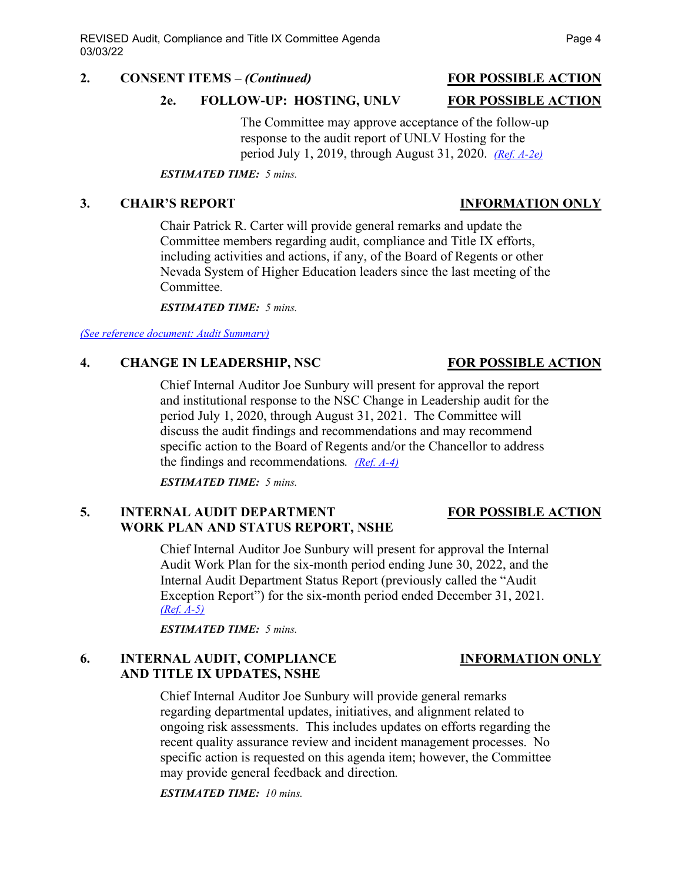**2. CONSENT ITEMS – *(Continued)*** **FOR POSSIBLE ACTION**

**2e. FOLLOW-UP: HOSTING, UNLV** **FOR POSSIBLE ACTION**

The Committee may approve acceptance of the follow-up response to the audit report of UNLV Hosting for the period July 1, 2019, through August 31, 2020. *(Ref. A-2e)*

***ESTIMATED TIME:*** *5 mins.*

**3. CHAIR'S REPORT** **INFORMATION ONLY**

Chair Patrick R. Carter will provide general remarks and update the Committee members regarding audit, compliance and Title IX efforts, including activities and actions, if any, of the Board of Regents or other Nevada System of Higher Education leaders since the last meeting of the Committee.

***ESTIMATED TIME:*** *5 mins.*

*(See reference document: Audit Summary)*

**4. CHANGE IN LEADERSHIP, NSC** **FOR POSSIBLE ACTION**

Chief Internal Auditor Joe Sunbury will present for approval the report and institutional response to the NSC Change in Leadership audit for the period July 1, 2020, through August 31, 2021. The Committee will discuss the audit findings and recommendations and may recommend specific action to the Board of Regents and/or the Chancellor to address the findings and recommendations. *(Ref. A-4)*

***ESTIMATED TIME:*** *5 mins.*

**5. INTERNAL AUDIT DEPARTMENT WORK PLAN AND STATUS REPORT, NSHE** **FOR POSSIBLE ACTION**

Chief Internal Auditor Joe Sunbury will present for approval the Internal Audit Work Plan for the six-month period ending June 30, 2022, and the Internal Audit Department Status Report (previously called the "Audit Exception Report") for the six-month period ended December 31, 2021. *(Ref. A-5)*

***ESTIMATED TIME:*** *5 mins.*

**6. INTERNAL AUDIT, COMPLIANCE AND TITLE IX UPDATES, NSHE** **INFORMATION ONLY**

Chief Internal Auditor Joe Sunbury will provide general remarks regarding departmental updates, initiatives, and alignment related to ongoing risk assessments. This includes updates on efforts regarding the recent quality assurance review and incident management processes. No specific action is requested on this agenda item; however, the Committee may provide general feedback and direction.

***ESTIMATED TIME:*** *10 mins.*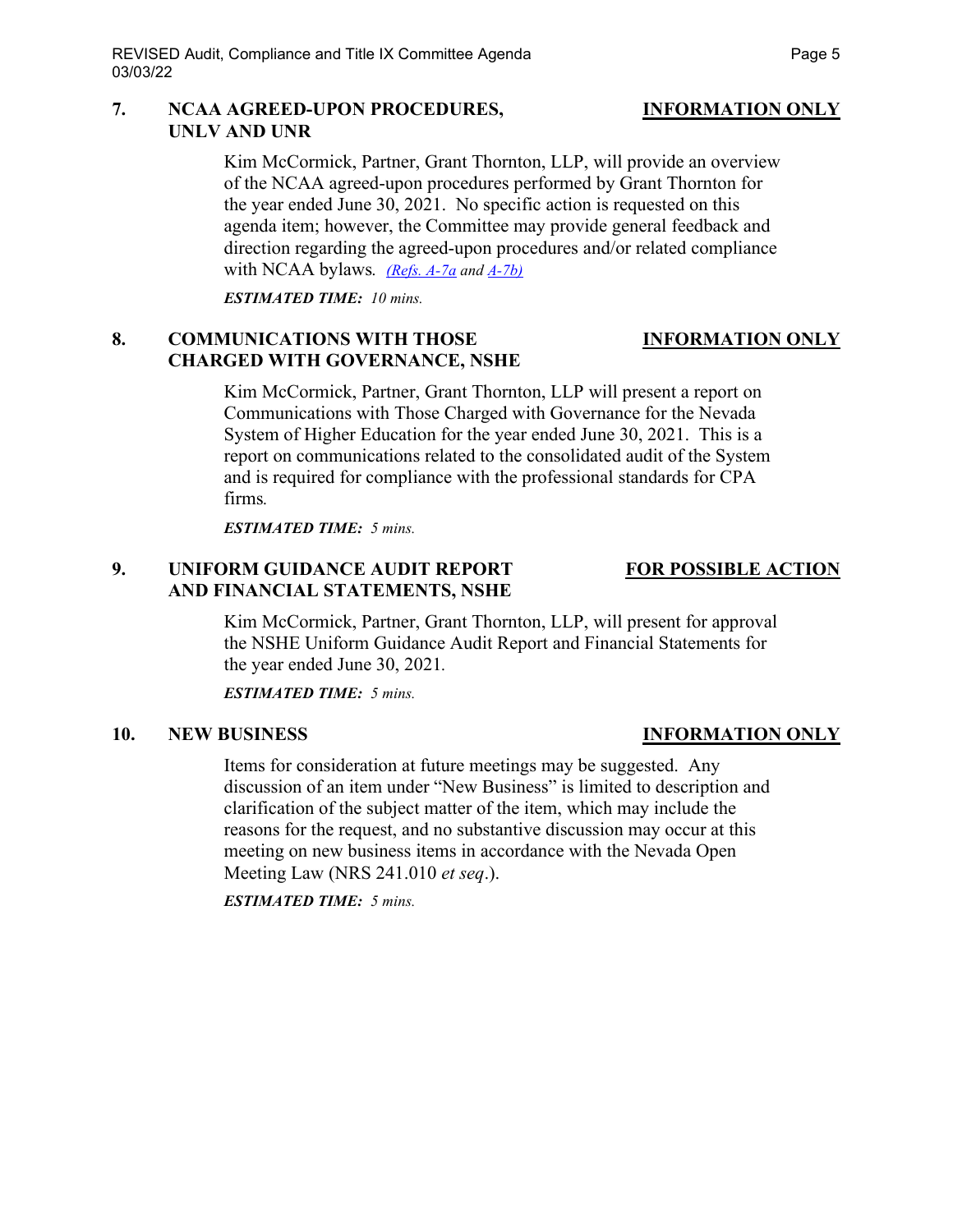**7. NCAA AGREED-UPON PROCEDURES, UNLV AND UNR** — **INFORMATION ONLY**

Kim McCormick, Partner, Grant Thornton, LLP, will provide an overview of the NCAA agreed-upon procedures performed by Grant Thornton for the year ended June 30, 2021. No specific action is requested on this agenda item; however, the Committee may provide general feedback and direction regarding the agreed-upon procedures and/or related compliance with NCAA bylaws. *(Refs. A-7a and A-7b)*

***ESTIMATED TIME:*** *10 mins.*

**8. COMMUNICATIONS WITH THOSE CHARGED WITH GOVERNANCE, NSHE** — **INFORMATION ONLY**

Kim McCormick, Partner, Grant Thornton, LLP will present a report on Communications with Those Charged with Governance for the Nevada System of Higher Education for the year ended June 30, 2021. This is a report on communications related to the consolidated audit of the System and is required for compliance with the professional standards for CPA firms.

***ESTIMATED TIME:*** *5 mins.*

**9. UNIFORM GUIDANCE AUDIT REPORT AND FINANCIAL STATEMENTS, NSHE** — **FOR POSSIBLE ACTION**

Kim McCormick, Partner, Grant Thornton, LLP, will present for approval the NSHE Uniform Guidance Audit Report and Financial Statements for the year ended June 30, 2021.

***ESTIMATED TIME:*** *5 mins.*

**10. NEW BUSINESS** — **INFORMATION ONLY**

Items for consideration at future meetings may be suggested. Any discussion of an item under "New Business" is limited to description and clarification of the subject matter of the item, which may include the reasons for the request, and no substantive discussion may occur at this meeting on new business items in accordance with the Nevada Open Meeting Law (NRS 241.010 *et seq*.).

***ESTIMATED TIME:*** *5 mins.*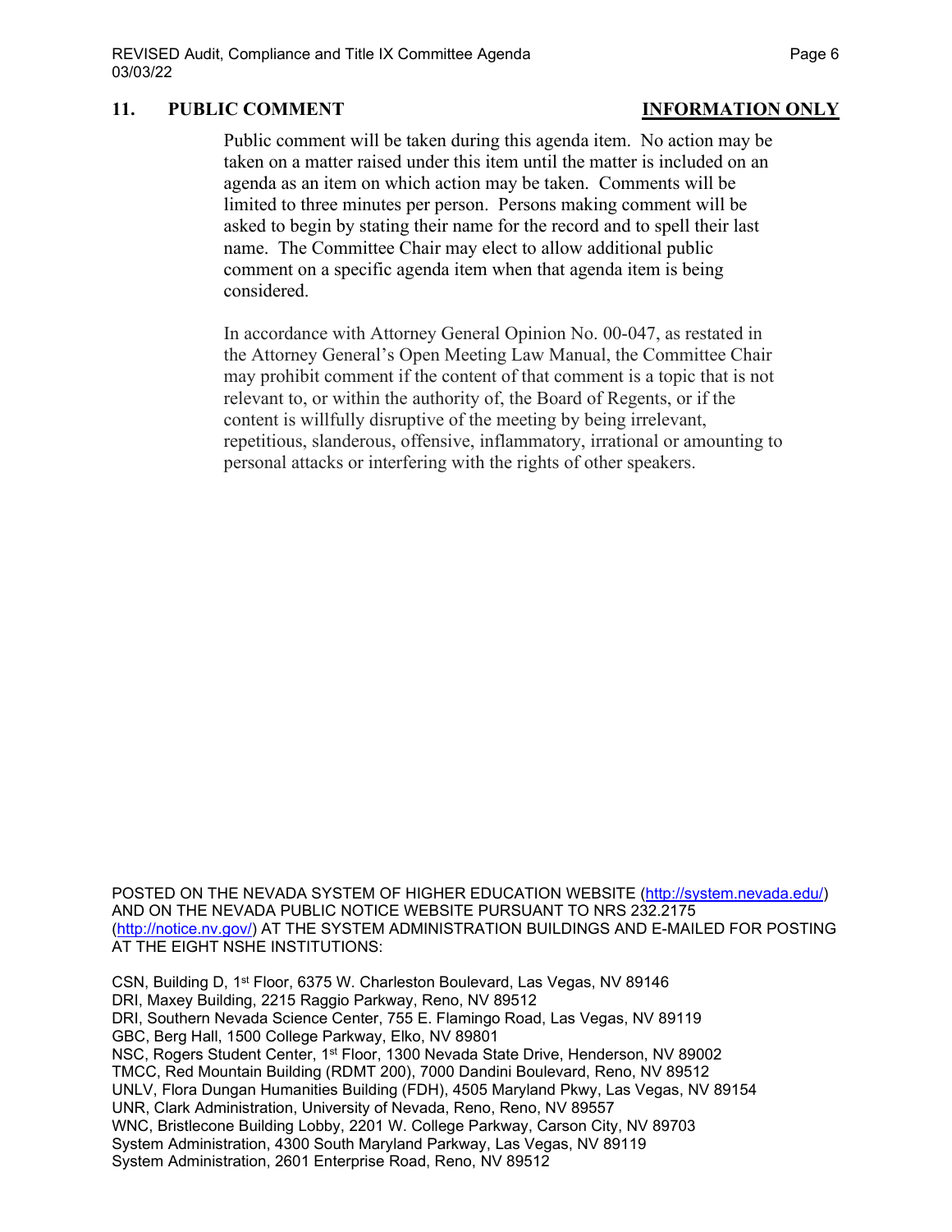## 11. PUBLIC COMMENT **INFORMATION ONLY**

Public comment will be taken during this agenda item. No action may be taken on a matter raised under this item until the matter is included on an agenda as an item on which action may be taken. Comments will be limited to three minutes per person. Persons making comment will be asked to begin by stating their name for the record and to spell their last name. The Committee Chair may elect to allow additional public comment on a specific agenda item when that agenda item is being considered.

In accordance with Attorney General Opinion No. 00-047, as restated in the Attorney General's Open Meeting Law Manual, the Committee Chair may prohibit comment if the content of that comment is a topic that is not relevant to, or within the authority of, the Board of Regents, or if the content is willfully disruptive of the meeting by being irrelevant, repetitious, slanderous, offensive, inflammatory, irrational or amounting to personal attacks or interfering with the rights of other speakers.

POSTED ON THE NEVADA SYSTEM OF HIGHER EDUCATION WEBSITE (http://system.nevada.edu/) AND ON THE NEVADA PUBLIC NOTICE WEBSITE PURSUANT TO NRS 232.2175 (http://notice.nv.gov/) AT THE SYSTEM ADMINISTRATION BUILDINGS AND E-MAILED FOR POSTING AT THE EIGHT NSHE INSTITUTIONS:

CSN, Building D, 1st Floor, 6375 W. Charleston Boulevard, Las Vegas, NV 89146
DRI, Maxey Building, 2215 Raggio Parkway, Reno, NV 89512
DRI, Southern Nevada Science Center, 755 E. Flamingo Road, Las Vegas, NV 89119
GBC, Berg Hall, 1500 College Parkway, Elko, NV 89801
NSC, Rogers Student Center, 1st Floor, 1300 Nevada State Drive, Henderson, NV 89002
TMCC, Red Mountain Building (RDMT 200), 7000 Dandini Boulevard, Reno, NV 89512
UNLV, Flora Dungan Humanities Building (FDH), 4505 Maryland Pkwy, Las Vegas, NV 89154
UNR, Clark Administration, University of Nevada, Reno, Reno, NV 89557
WNC, Bristlecone Building Lobby, 2201 W. College Parkway, Carson City, NV 89703
System Administration, 4300 South Maryland Parkway, Las Vegas, NV 89119
System Administration, 2601 Enterprise Road, Reno, NV 89512